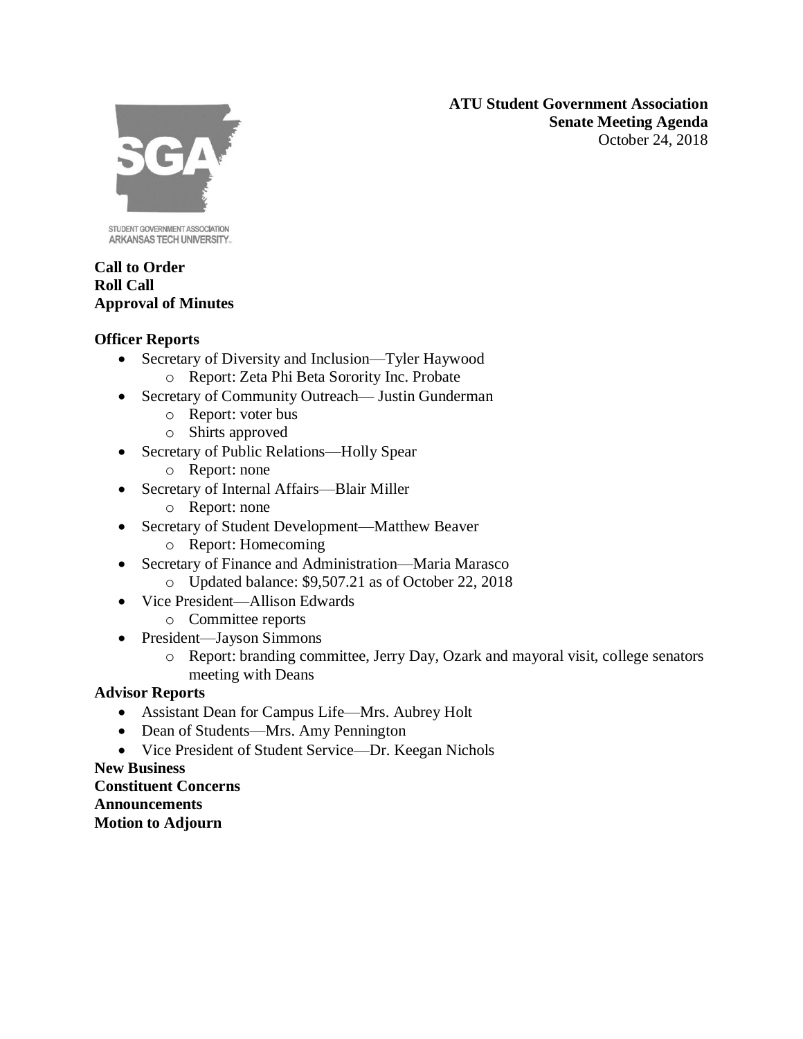**ATU Student Government Association**
**Senate Meeting Agenda**
October 24, 2018

STUDENT GOVERNMENT ASSOCIATION
ARKANSAS TECH UNIVERSITY

**Call to Order**
**Roll Call**
**Approval of Minutes**

**Officer Reports**

- Secretary of Diversity and Inclusion—Tyler Haywood
  - Report: Zeta Phi Beta Sorority Inc. Probate
- Secretary of Community Outreach— Justin Gunderman
  - Report: voter bus
  - Shirts approved
- Secretary of Public Relations—Holly Spear
  - Report: none
- Secretary of Internal Affairs—Blair Miller
  - Report: none
- Secretary of Student Development—Matthew Beaver
  - Report: Homecoming
- Secretary of Finance and Administration—Maria Marasco
  - Updated balance: $9,507.21 as of October 22, 2018
- Vice President—Allison Edwards
  - Committee reports
- President—Jayson Simmons
  - Report: branding committee, Jerry Day, Ozark and mayoral visit, college senators meeting with Deans

**Advisor Reports**

- Assistant Dean for Campus Life—Mrs. Aubrey Holt
- Dean of Students—Mrs. Amy Pennington
- Vice President of Student Service—Dr. Keegan Nichols

**New Business**
**Constituent Concerns**
**Announcements**
**Motion to Adjourn**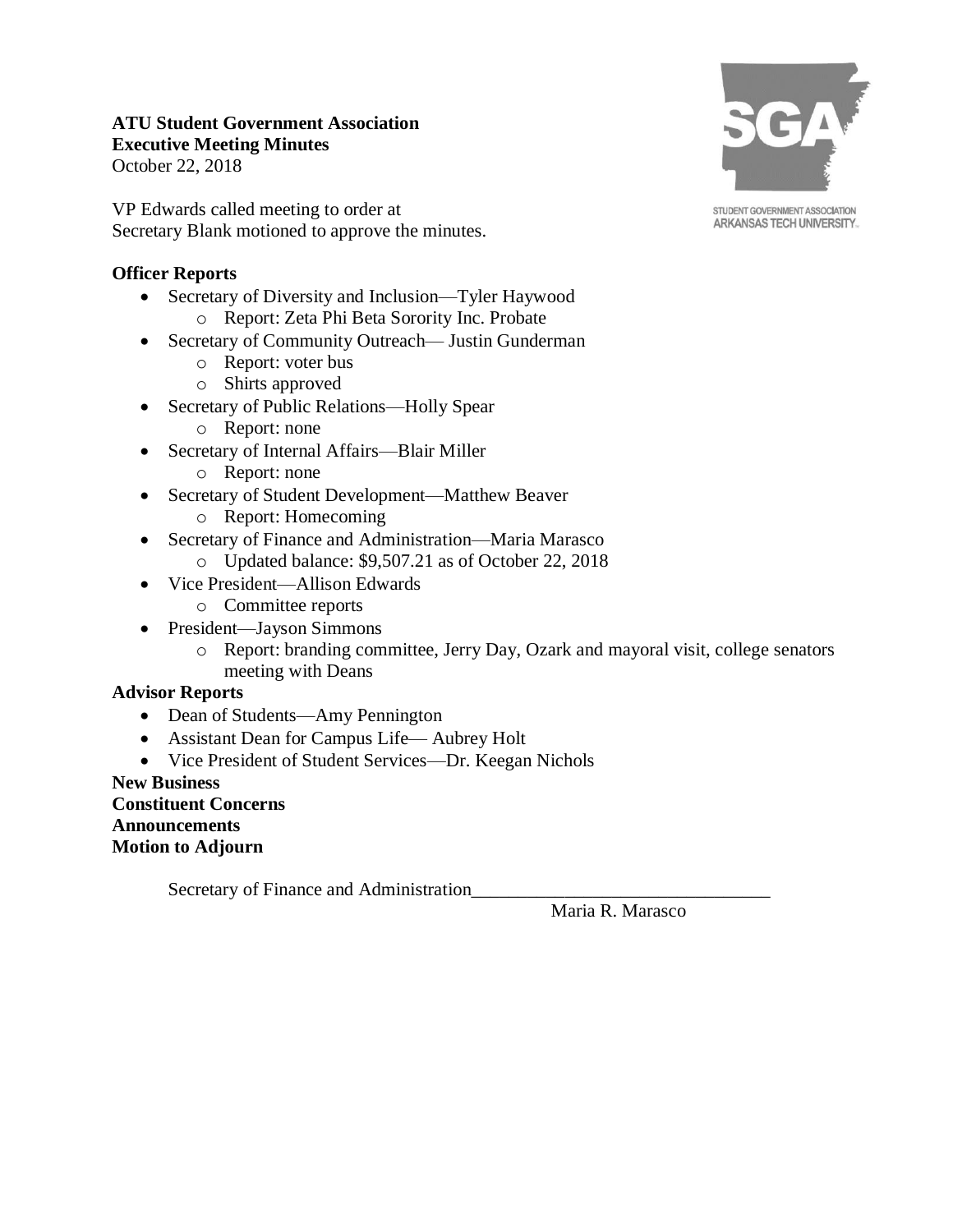**ATU Student Government Association**
**Executive Meeting Minutes**
October 22, 2018

VP Edwards called meeting to order at
Secretary Blank motioned to approve the minutes.

**Officer Reports**

- Secretary of Diversity and Inclusion—Tyler Haywood
  - Report: Zeta Phi Beta Sorority Inc. Probate
- Secretary of Community Outreach— Justin Gunderman
  - Report: voter bus
  - Shirts approved
- Secretary of Public Relations—Holly Spear
  - Report: none
- Secretary of Internal Affairs—Blair Miller
  - Report: none
- Secretary of Student Development—Matthew Beaver
  - Report: Homecoming
- Secretary of Finance and Administration—Maria Marasco
  - Updated balance: $9,507.21 as of October 22, 2018
- Vice President—Allison Edwards
  - Committee reports
- President—Jayson Simmons
  - Report: branding committee, Jerry Day, Ozark and mayoral visit, college senators meeting with Deans

**Advisor Reports**

- Dean of Students—Amy Pennington
- Assistant Dean for Campus Life— Aubrey Holt
- Vice President of Student Services—Dr. Keegan Nichols

**New Business**
**Constituent Concerns**
**Announcements**
**Motion to Adjourn**

Secretary of Finance and Administration________________________________
Maria R. Marasco